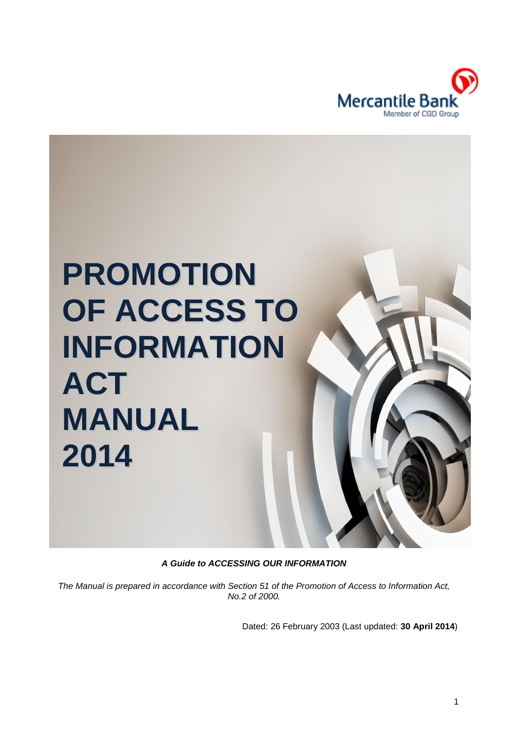Mercantile Bank

Member of CGD Group

# PROMOTION OF ACCESS TO INFORMATION ACT MANUAL 2014

***A Guide to ACCESSING OUR INFORMATION***

*The Manual is prepared in accordance with Section 51 of the Promotion of Access to Information Act, No.2 of 2000.*

Dated: 26 February 2003 (Last updated: **30 April 2014**)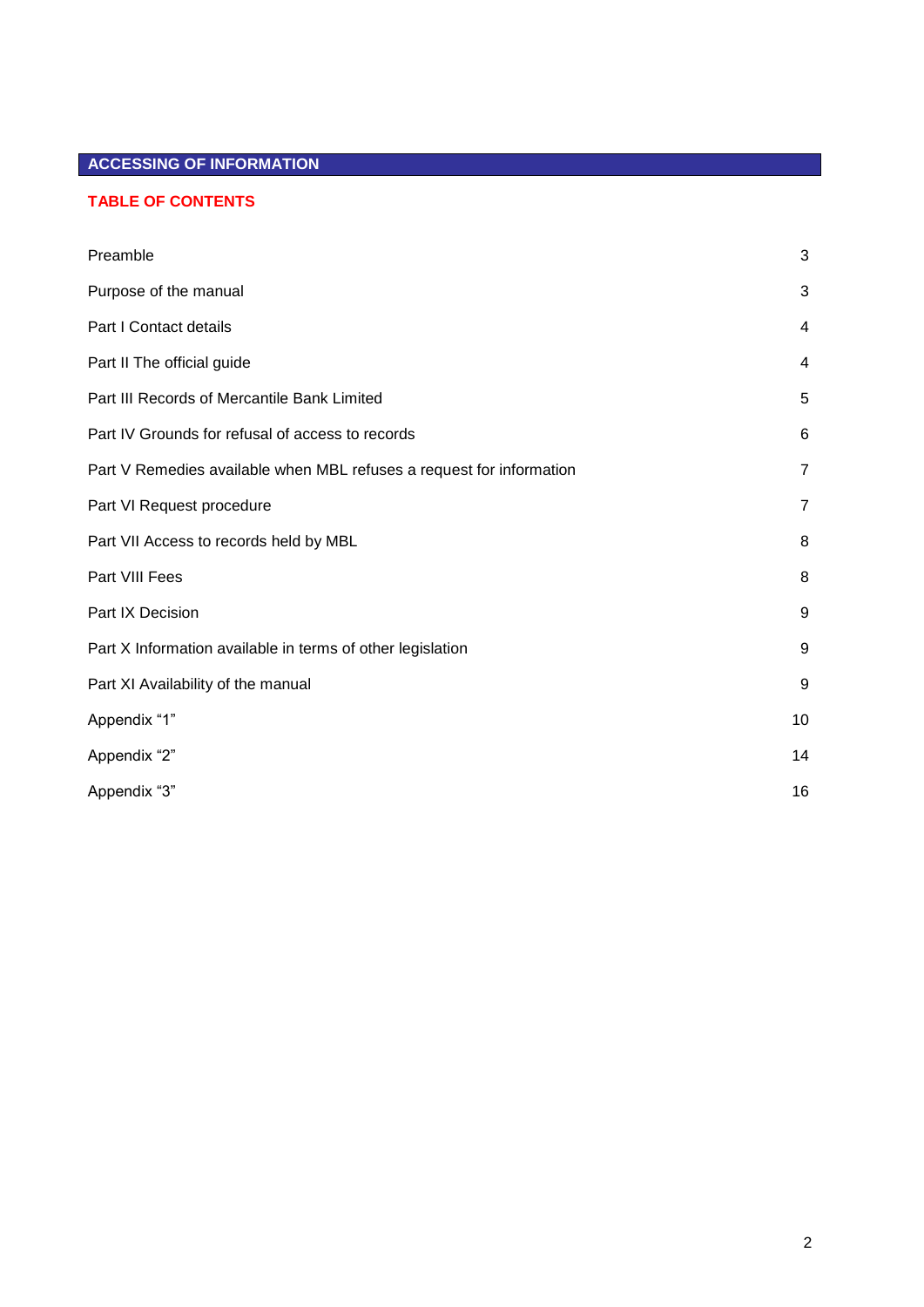## ACCESSING OF INFORMATION

### TABLE OF CONTENTS

| | |
|---|---|
| Preamble | 3 |
| Purpose of the manual | 3 |
| Part I Contact details | 4 |
| Part II The official guide | 4 |
| Part III Records of Mercantile Bank Limited | 5 |
| Part IV Grounds for refusal of access to records | 6 |
| Part V Remedies available when MBL refuses a request for information | 7 |
| Part VI Request procedure | 7 |
| Part VII Access to records held by MBL | 8 |
| Part VIII Fees | 8 |
| Part IX Decision | 9 |
| Part X Information available in terms of other legislation | 9 |
| Part XI Availability of the manual | 9 |
| Appendix “1” | 10 |
| Appendix “2” | 14 |
| Appendix “3” | 16 |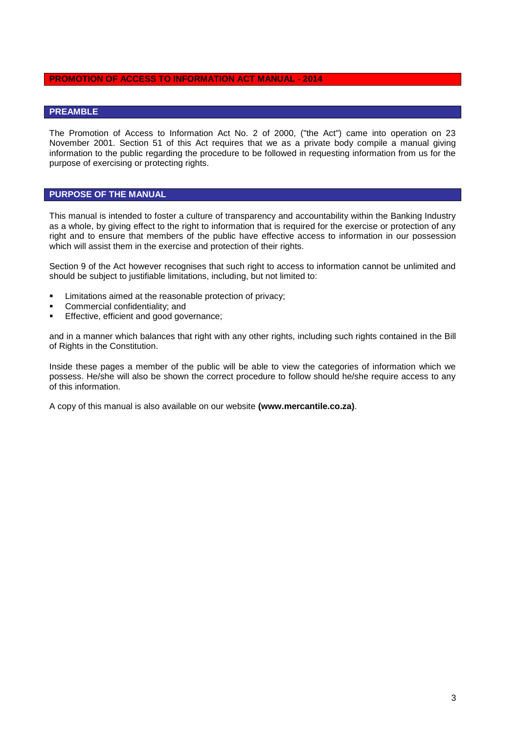# PROMOTION OF ACCESS TO INFORMATION ACT MANUAL - 2014

## PREAMBLE

The Promotion of Access to Information Act No. 2 of 2000, ("the Act") came into operation on 23 November 2001. Section 51 of this Act requires that we as a private body compile a manual giving information to the public regarding the procedure to be followed in requesting information from us for the purpose of exercising or protecting rights.

## PURPOSE OF THE MANUAL

This manual is intended to foster a culture of transparency and accountability within the Banking Industry as a whole, by giving effect to the right to information that is required for the exercise or protection of any right and to ensure that members of the public have effective access to information in our possession which will assist them in the exercise and protection of their rights.

Section 9 of the Act however recognises that such right to access to information cannot be unlimited and should be subject to justifiable limitations, including, but not limited to:

- Limitations aimed at the reasonable protection of privacy;
- Commercial confidentiality; and
- Effective, efficient and good governance;

and in a manner which balances that right with any other rights, including such rights contained in the Bill of Rights in the Constitution.

Inside these pages a member of the public will be able to view the categories of information which we possess. He/she will also be shown the correct procedure to follow should he/she require access to any of this information.

A copy of this manual is also available on our website **(www.mercantile.co.za)**.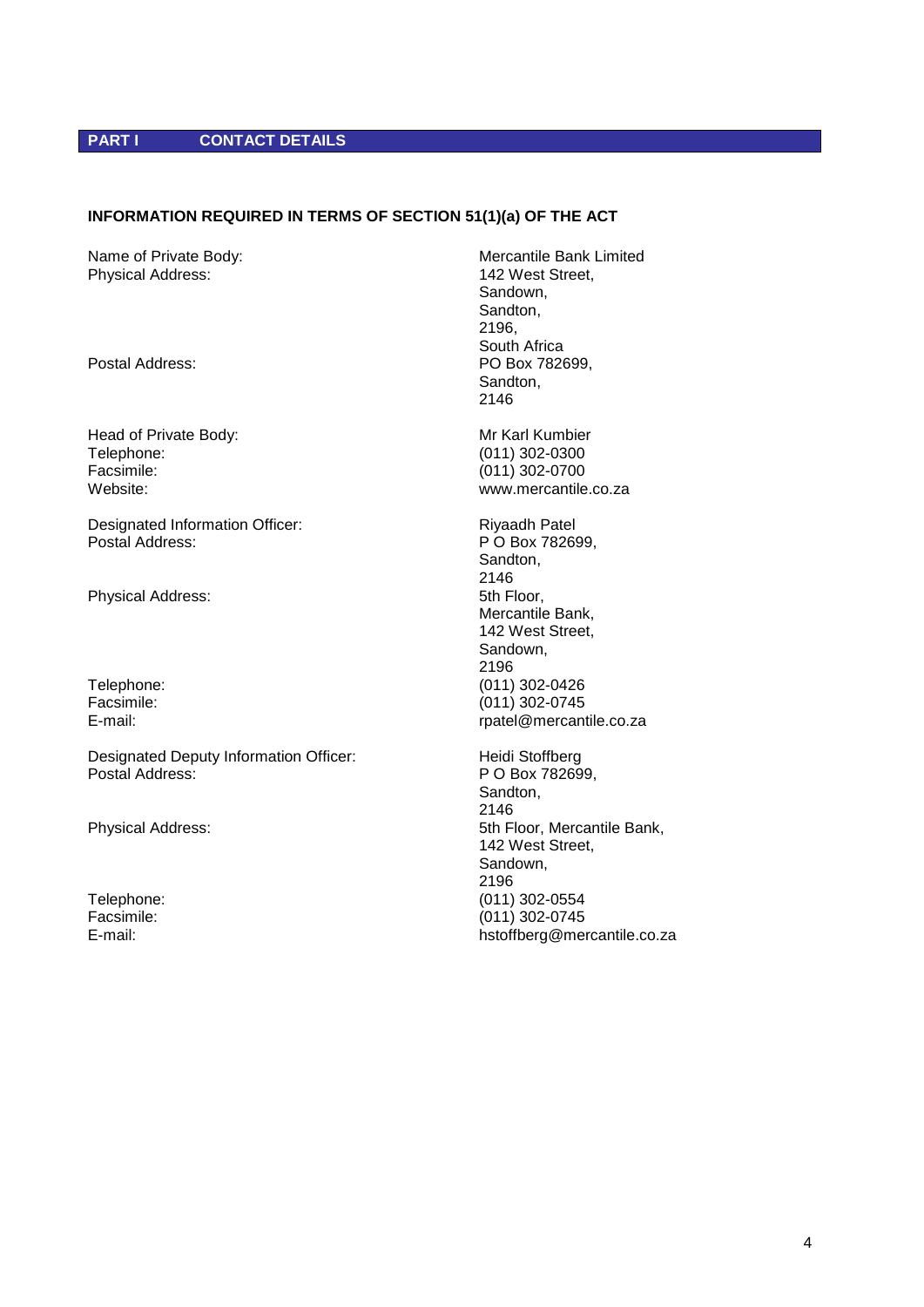## PART I CONTACT DETAILS

### INFORMATION REQUIRED IN TERMS OF SECTION 51(1)(a) OF THE ACT

| | |
|---|---|
| Name of Private Body: | Mercantile Bank Limited |
| Physical Address: | 142 West Street, Sandown, Sandton, 2196, South Africa |
| Postal Address: | PO Box 782699, Sandton, 2146 |
| Head of Private Body: | Mr Karl Kumbier |
| Telephone: | (011) 302-0300 |
| Facsimile: | (011) 302-0700 |
| Website: | www.mercantile.co.za |
| Designated Information Officer: | Riyaadh Patel |
| Postal Address: | P O Box 782699, Sandton, 2146 |
| Physical Address: | 5th Floor, Mercantile Bank, 142 West Street, Sandown, 2196 |
| Telephone: | (011) 302-0426 |
| Facsimile: | (011) 302-0745 |
| E-mail: | rpatel@mercantile.co.za |
| Designated Deputy Information Officer: | Heidi Stoffberg |
| Postal Address: | P O Box 782699, Sandton, 2146 |
| Physical Address: | 5th Floor, Mercantile Bank, 142 West Street, Sandown, 2196 |
| Telephone: | (011) 302-0554 |
| Facsimile: | (011) 302-0745 |
| E-mail: | hstoffberg@mercantile.co.za |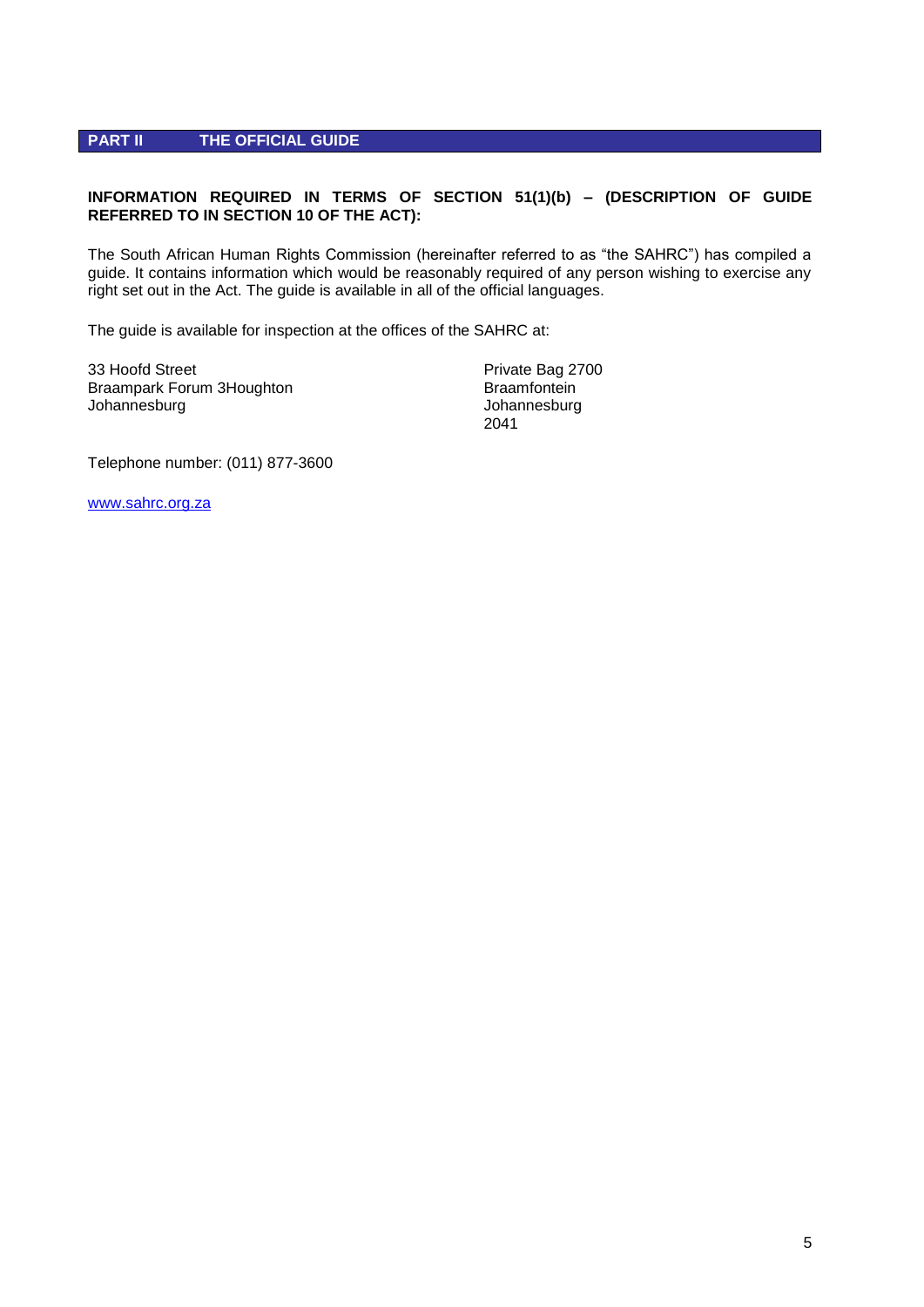## PART II THE OFFICIAL GUIDE

**INFORMATION REQUIRED IN TERMS OF SECTION 51(1)(b) – (DESCRIPTION OF GUIDE REFERRED TO IN SECTION 10 OF THE ACT):**

The South African Human Rights Commission (hereinafter referred to as "the SAHRC") has compiled a guide. It contains information which would be reasonably required of any person wishing to exercise any right set out in the Act. The guide is available in all of the official languages.

The guide is available for inspection at the offices of the SAHRC at:

33 Hoofd Street
Braampark Forum 3Houghton
Johannesburg

Private Bag 2700
Braamfontein
Johannesburg
2041

Telephone number: (011) 877-3600

www.sahrc.org.za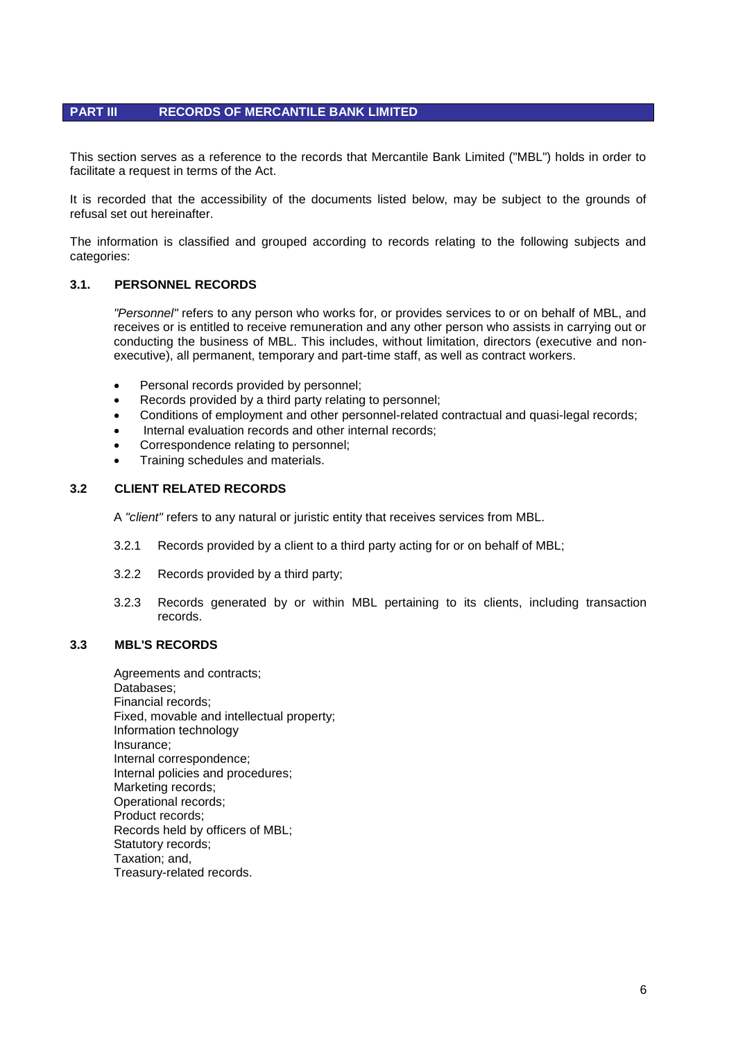## PART III RECORDS OF MERCANTILE BANK LIMITED

This section serves as a reference to the records that Mercantile Bank Limited ("MBL") holds in order to facilitate a request in terms of the Act.

It is recorded that the accessibility of the documents listed below, may be subject to the grounds of refusal set out hereinafter.

The information is classified and grouped according to records relating to the following subjects and categories:

### 3.1. PERSONNEL RECORDS

*"Personnel"* refers to any person who works for, or provides services to or on behalf of MBL, and receives or is entitled to receive remuneration and any other person who assists in carrying out or conducting the business of MBL. This includes, without limitation, directors (executive and non-executive), all permanent, temporary and part-time staff, as well as contract workers.

- Personal records provided by personnel;
- Records provided by a third party relating to personnel;
- Conditions of employment and other personnel-related contractual and quasi-legal records;
- Internal evaluation records and other internal records;
- Correspondence relating to personnel;
- Training schedules and materials.

### 3.2 CLIENT RELATED RECORDS

A *"client"* refers to any natural or juristic entity that receives services from MBL.

3.2.1 Records provided by a client to a third party acting for or on behalf of MBL;

3.2.2 Records provided by a third party;

3.2.3 Records generated by or within MBL pertaining to its clients, including transaction records.

### 3.3 MBL'S RECORDS

Agreements and contracts;
Databases;
Financial records;
Fixed, movable and intellectual property;
Information technology
Insurance;
Internal correspondence;
Internal policies and procedures;
Marketing records;
Operational records;
Product records;
Records held by officers of MBL;
Statutory records;
Taxation; and,
Treasury-related records.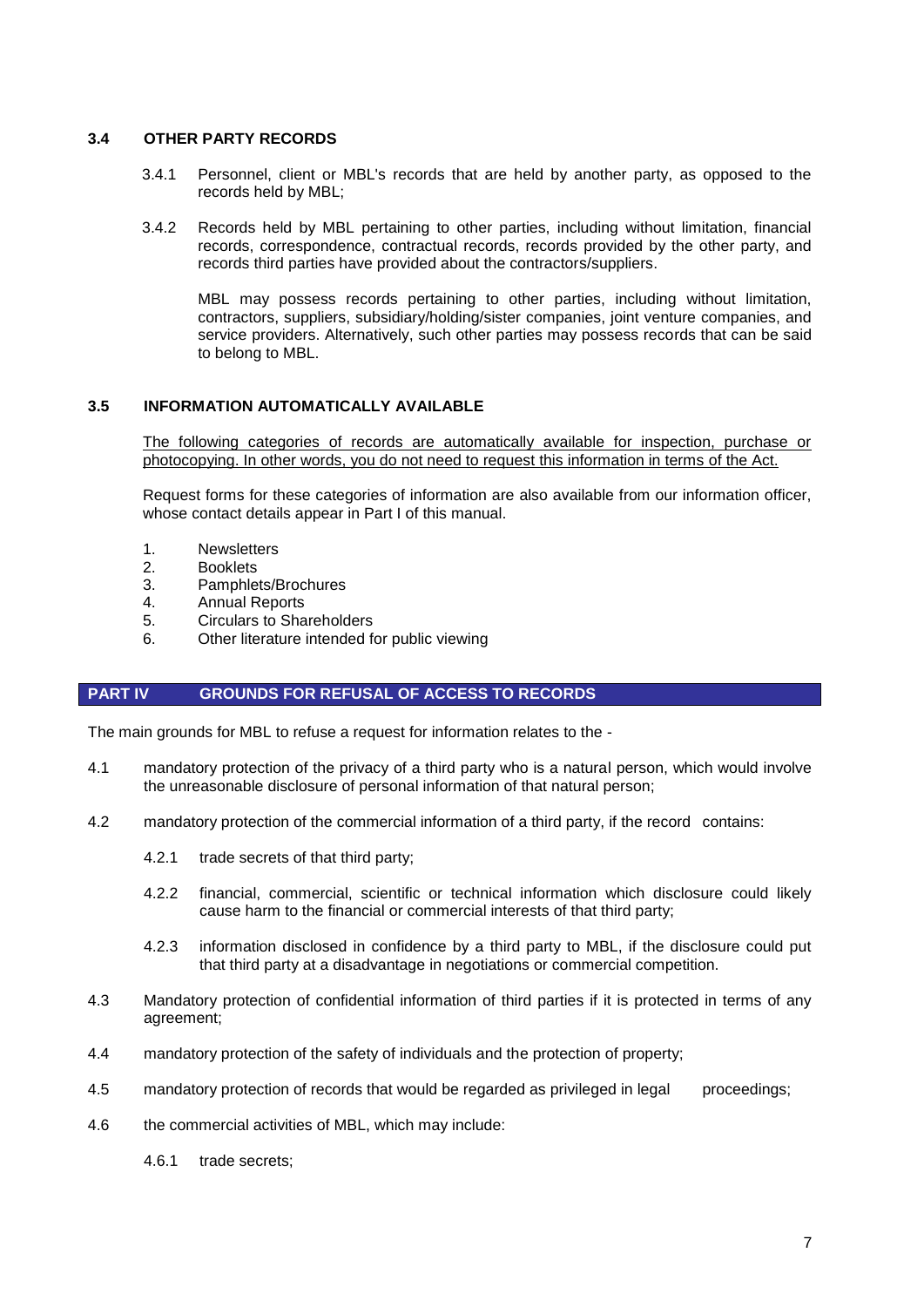### 3.4 OTHER PARTY RECORDS

3.4.1 Personnel, client or MBL's records that are held by another party, as opposed to the records held by MBL;

3.4.2 Records held by MBL pertaining to other parties, including without limitation, financial records, correspondence, contractual records, records provided by the other party, and records third parties have provided about the contractors/suppliers.

MBL may possess records pertaining to other parties, including without limitation, contractors, suppliers, subsidiary/holding/sister companies, joint venture companies, and service providers. Alternatively, such other parties may possess records that can be said to belong to MBL.

### 3.5 INFORMATION AUTOMATICALLY AVAILABLE

The following categories of records are automatically available for inspection, purchase or photocopying. In other words, you do not need to request this information in terms of the Act.

Request forms for these categories of information are also available from our information officer, whose contact details appear in Part I of this manual.

1. Newsletters
2. Booklets
3. Pamphlets/Brochures
4. Annual Reports
5. Circulars to Shareholders
6. Other literature intended for public viewing

## PART IV GROUNDS FOR REFUSAL OF ACCESS TO RECORDS

The main grounds for MBL to refuse a request for information relates to the -

4.1 mandatory protection of the privacy of a third party who is a natural person, which would involve the unreasonable disclosure of personal information of that natural person;

4.2 mandatory protection of the commercial information of a third party, if the record contains:

4.2.1 trade secrets of that third party;

4.2.2 financial, commercial, scientific or technical information which disclosure could likely cause harm to the financial or commercial interests of that third party;

4.2.3 information disclosed in confidence by a third party to MBL, if the disclosure could put that third party at a disadvantage in negotiations or commercial competition.

4.3 Mandatory protection of confidential information of third parties if it is protected in terms of any agreement;

4.4 mandatory protection of the safety of individuals and the protection of property;

4.5 mandatory protection of records that would be regarded as privileged in legal proceedings;

4.6 the commercial activities of MBL, which may include:

4.6.1 trade secrets;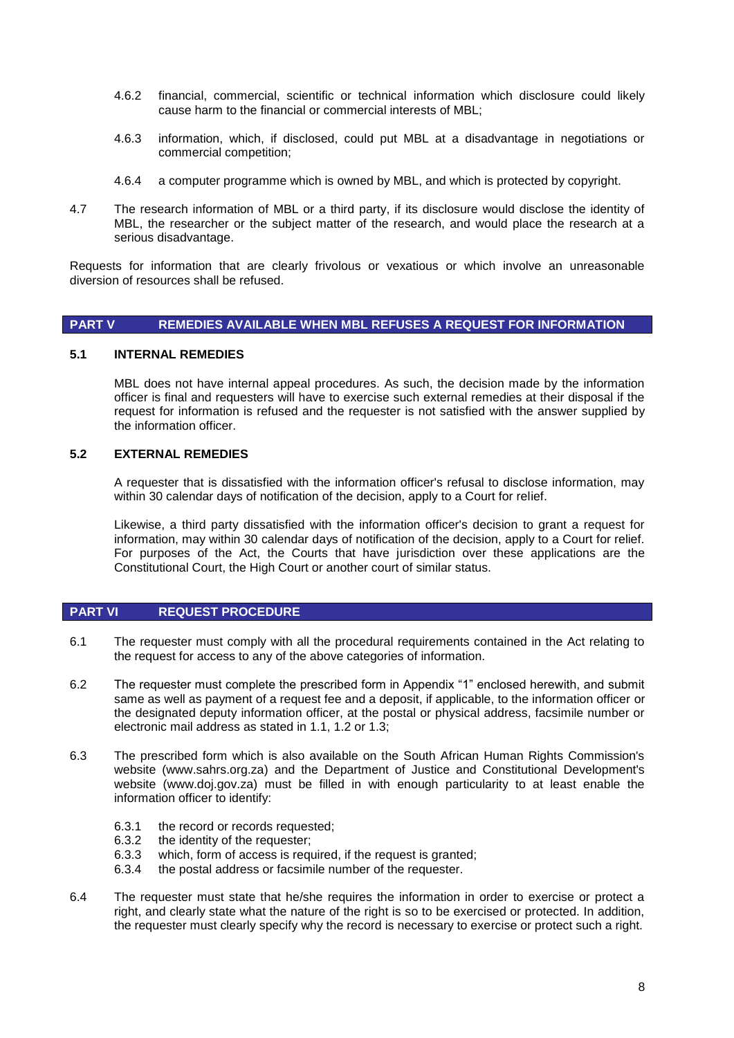4.6.2 financial, commercial, scientific or technical information which disclosure could likely cause harm to the financial or commercial interests of MBL;

4.6.3 information, which, if disclosed, could put MBL at a disadvantage in negotiations or commercial competition;

4.6.4 a computer programme which is owned by MBL, and which is protected by copyright.

4.7 The research information of MBL or a third party, if its disclosure would disclose the identity of MBL, the researcher or the subject matter of the research, and would place the research at a serious disadvantage.

Requests for information that are clearly frivolous or vexatious or which involve an unreasonable diversion of resources shall be refused.

## PART V REMEDIES AVAILABLE WHEN MBL REFUSES A REQUEST FOR INFORMATION

### 5.1 INTERNAL REMEDIES

MBL does not have internal appeal procedures. As such, the decision made by the information officer is final and requesters will have to exercise such external remedies at their disposal if the request for information is refused and the requester is not satisfied with the answer supplied by the information officer.

### 5.2 EXTERNAL REMEDIES

A requester that is dissatisfied with the information officer's refusal to disclose information, may within 30 calendar days of notification of the decision, apply to a Court for relief.

Likewise, a third party dissatisfied with the information officer's decision to grant a request for information, may within 30 calendar days of notification of the decision, apply to a Court for relief. For purposes of the Act, the Courts that have jurisdiction over these applications are the Constitutional Court, the High Court or another court of similar status.

## PART VI REQUEST PROCEDURE

6.1 The requester must comply with all the procedural requirements contained in the Act relating to the request for access to any of the above categories of information.

6.2 The requester must complete the prescribed form in Appendix "1" enclosed herewith, and submit same as well as payment of a request fee and a deposit, if applicable, to the information officer or the designated deputy information officer, at the postal or physical address, facsimile number or electronic mail address as stated in 1.1, 1.2 or 1.3;

6.3 The prescribed form which is also available on the South African Human Rights Commission's website (www.sahrs.org.za) and the Department of Justice and Constitutional Development's website (www.doj.gov.za) must be filled in with enough particularity to at least enable the information officer to identify:

6.3.1 the record or records requested;
6.3.2 the identity of the requester;
6.3.3 which, form of access is required, if the request is granted;
6.3.4 the postal address or facsimile number of the requester.

6.4 The requester must state that he/she requires the information in order to exercise or protect a right, and clearly state what the nature of the right is so to be exercised or protected. In addition, the requester must clearly specify why the record is necessary to exercise or protect such a right.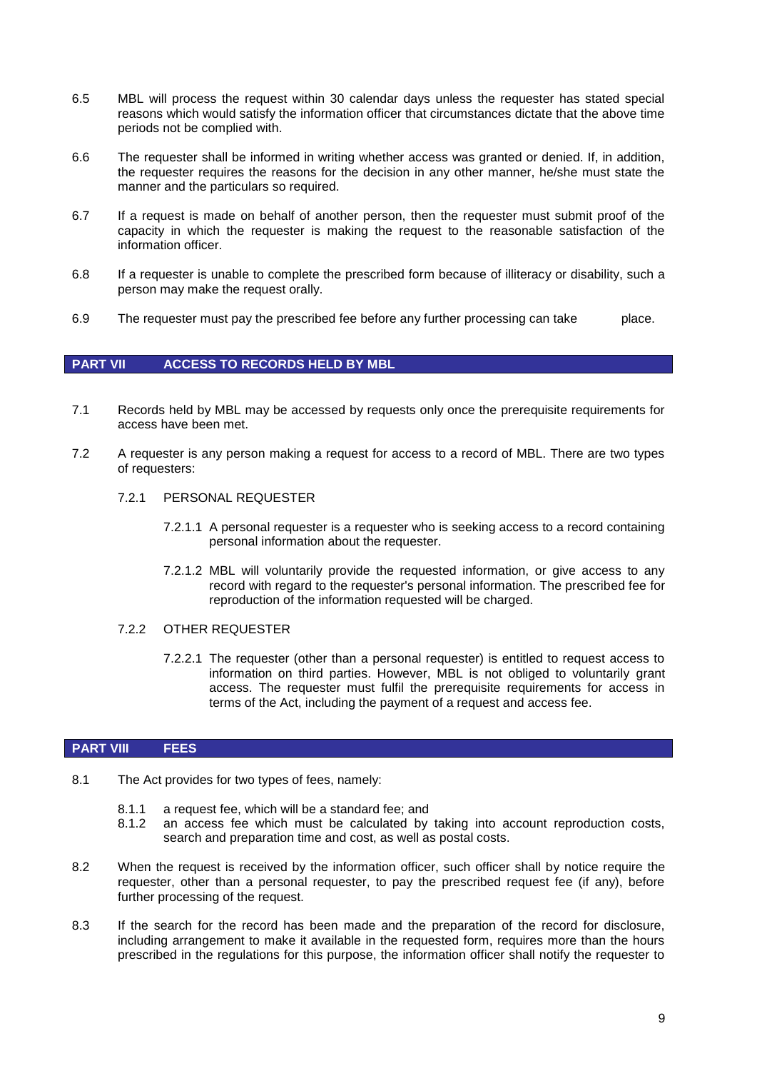6.5 MBL will process the request within 30 calendar days unless the requester has stated special reasons which would satisfy the information officer that circumstances dictate that the above time periods not be complied with.

6.6 The requester shall be informed in writing whether access was granted or denied. If, in addition, the requester requires the reasons for the decision in any other manner, he/she must state the manner and the particulars so required.

6.7 If a request is made on behalf of another person, then the requester must submit proof of the capacity in which the requester is making the request to the reasonable satisfaction of the information officer.

6.8 If a requester is unable to complete the prescribed form because of illiteracy or disability, such a person may make the request orally.

6.9 The requester must pay the prescribed fee before any further processing can take place.

## PART VII ACCESS TO RECORDS HELD BY MBL

7.1 Records held by MBL may be accessed by requests only once the prerequisite requirements for access have been met.

7.2 A requester is any person making a request for access to a record of MBL. There are two types of requesters:

7.2.1 PERSONAL REQUESTER

7.2.1.1 A personal requester is a requester who is seeking access to a record containing personal information about the requester.

7.2.1.2 MBL will voluntarily provide the requested information, or give access to any record with regard to the requester's personal information. The prescribed fee for reproduction of the information requested will be charged.

7.2.2 OTHER REQUESTER

7.2.2.1 The requester (other than a personal requester) is entitled to request access to information on third parties. However, MBL is not obliged to voluntarily grant access. The requester must fulfil the prerequisite requirements for access in terms of the Act, including the payment of a request and access fee.

## PART VIII FEES

8.1 The Act provides for two types of fees, namely:

8.1.1 a request fee, which will be a standard fee; and
8.1.2 an access fee which must be calculated by taking into account reproduction costs, search and preparation time and cost, as well as postal costs.

8.2 When the request is received by the information officer, such officer shall by notice require the requester, other than a personal requester, to pay the prescribed request fee (if any), before further processing of the request.

8.3 If the search for the record has been made and the preparation of the record for disclosure, including arrangement to make it available in the requested form, requires more than the hours prescribed in the regulations for this purpose, the information officer shall notify the requester to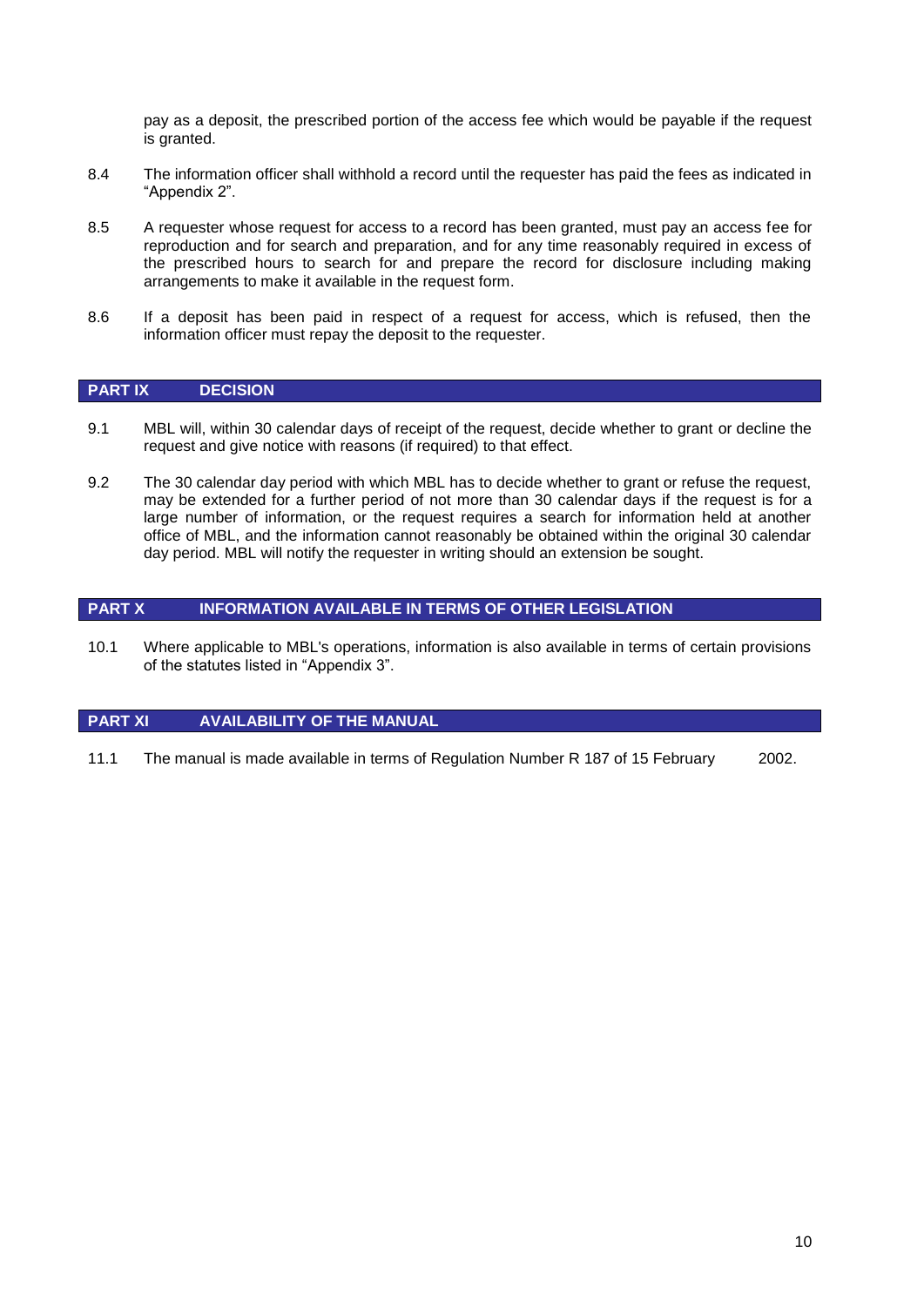pay as a deposit, the prescribed portion of the access fee which would be payable if the request is granted.

8.4 The information officer shall withhold a record until the requester has paid the fees as indicated in "Appendix 2".

8.5 A requester whose request for access to a record has been granted, must pay an access fee for reproduction and for search and preparation, and for any time reasonably required in excess of the prescribed hours to search for and prepare the record for disclosure including making arrangements to make it available in the request form.

8.6 If a deposit has been paid in respect of a request for access, which is refused, then the information officer must repay the deposit to the requester.

## PART IX DECISION

9.1 MBL will, within 30 calendar days of receipt of the request, decide whether to grant or decline the request and give notice with reasons (if required) to that effect.

9.2 The 30 calendar day period with which MBL has to decide whether to grant or refuse the request, may be extended for a further period of not more than 30 calendar days if the request is for a large number of information, or the request requires a search for information held at another office of MBL, and the information cannot reasonably be obtained within the original 30 calendar day period. MBL will notify the requester in writing should an extension be sought.

## PART X INFORMATION AVAILABLE IN TERMS OF OTHER LEGISLATION

10.1 Where applicable to MBL's operations, information is also available in terms of certain provisions of the statutes listed in "Appendix 3".

## PART XI AVAILABILITY OF THE MANUAL

11.1 The manual is made available in terms of Regulation Number R 187 of 15 February 2002.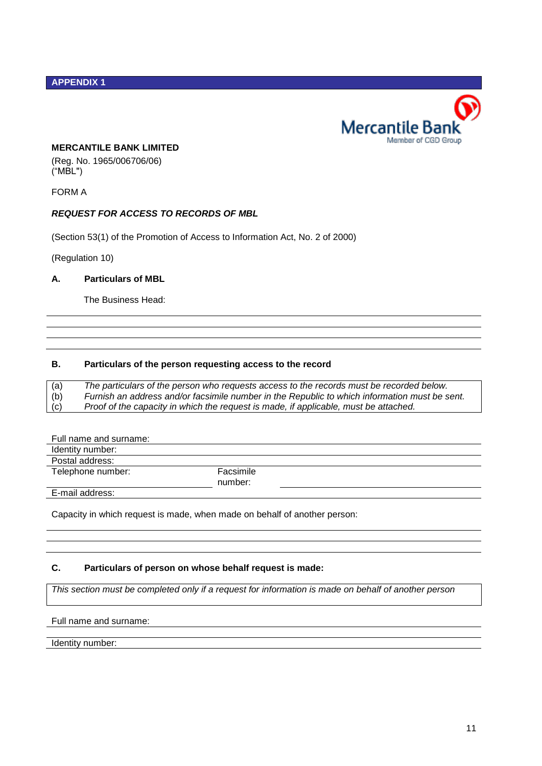## APPENDIX 1

Mercantile Bank
Member of CGD Group

**MERCANTILE BANK LIMITED**

(Reg. No. 1965/006706/06)
("MBL")

FORM A

***REQUEST FOR ACCESS TO RECORDS OF MBL***

(Section 53(1) of the Promotion of Access to Information Act, No. 2 of 2000)

(Regulation 10)

**A. Particulars of MBL**

The Business Head:

______________________________________________

______________________________________________

______________________________________________

______________________________________________

**B. Particulars of the person requesting access to the record**

(a) *The particulars of the person who requests access to the records must be recorded below.*
(b) *Furnish an address and/or facsimile number in the Republic to which information must be sent.*
(c) *Proof of the capacity in which the request is made, if applicable, must be attached.*

Full name and surname: ______________________________________________

Identity number: ______________________________________________

Postal address: ______________________________________________

Telephone number: ____________________ Facsimile number: ____________________

E-mail address: ______________________________________________

Capacity in which request is made, when made on behalf of another person:

______________________________________________

______________________________________________

______________________________________________

**C. Particulars of person on whose behalf request is made:**

*This section must be completed only if a request for information is made on behalf of another person*

Full name and surname: ______________________________________________

______________________________________________

Identity number: ______________________________________________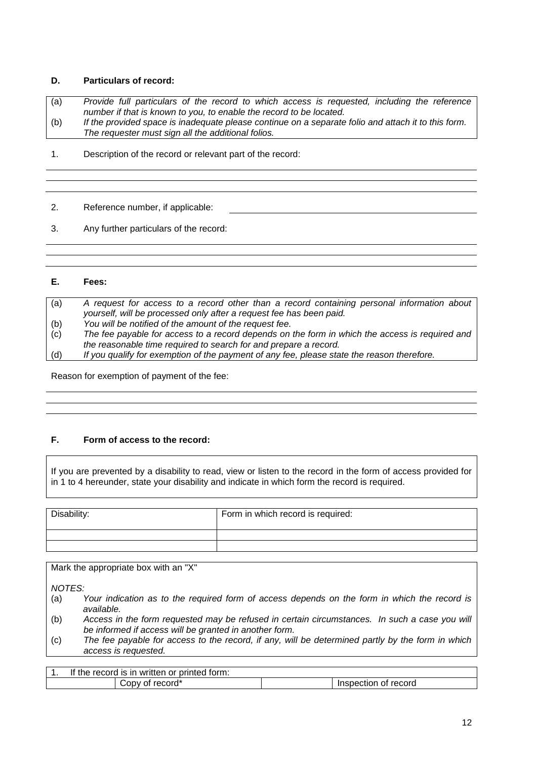**D. Particulars of record:**

| | |
|---|---|
| (a) | *Provide full particulars of the record to which access is requested, including the reference number if that is known to you, to enable the record to be located.* |
| (b) | *If the provided space is inadequate please continue on a separate folio and attach it to this form. The requester must sign all the additional folios.* |

1. Description of the record or relevant part of the record:

\_\_\_\_\_\_\_\_\_\_\_\_\_\_\_\_\_\_\_\_\_\_\_\_\_\_\_\_\_\_\_\_\_\_\_\_\_\_\_\_

\_\_\_\_\_\_\_\_\_\_\_\_\_\_\_\_\_\_\_\_\_\_\_\_\_\_\_\_\_\_\_\_\_\_\_\_\_\_\_\_

\_\_\_\_\_\_\_\_\_\_\_\_\_\_\_\_\_\_\_\_\_\_\_\_\_\_\_\_\_\_\_\_\_\_\_\_\_\_\_\_

2. Reference number, if applicable: \_\_\_\_\_\_\_\_\_\_\_\_\_\_\_\_\_\_\_\_

3. Any further particulars of the record:

\_\_\_\_\_\_\_\_\_\_\_\_\_\_\_\_\_\_\_\_\_\_\_\_\_\_\_\_\_\_\_\_\_\_\_\_\_\_\_\_

\_\_\_\_\_\_\_\_\_\_\_\_\_\_\_\_\_\_\_\_\_\_\_\_\_\_\_\_\_\_\_\_\_\_\_\_\_\_\_\_

\_\_\_\_\_\_\_\_\_\_\_\_\_\_\_\_\_\_\_\_\_\_\_\_\_\_\_\_\_\_\_\_\_\_\_\_\_\_\_\_

**E. Fees:**

| | |
|---|---|
| (a) | *A request for access to a record other than a record containing personal information about yourself, will be processed only after a request fee has been paid.* |
| (b) | *You will be notified of the amount of the request fee.* |
| (c) | *The fee payable for access to a record depends on the form in which the access is required and the reasonable time required to search for and prepare a record.* |
| (d) | *If you qualify for exemption of the payment of any fee, please state the reason therefore.* |

Reason for exemption of payment of the fee:

\_\_\_\_\_\_\_\_\_\_\_\_\_\_\_\_\_\_\_\_\_\_\_\_\_\_\_\_\_\_\_\_\_\_\_\_\_\_\_\_

\_\_\_\_\_\_\_\_\_\_\_\_\_\_\_\_\_\_\_\_\_\_\_\_\_\_\_\_\_\_\_\_\_\_\_\_\_\_\_\_

\_\_\_\_\_\_\_\_\_\_\_\_\_\_\_\_\_\_\_\_\_\_\_\_\_\_\_\_\_\_\_\_\_\_\_\_\_\_\_\_

**F. Form of access to the record:**

If you are prevented by a disability to read, view or listen to the record in the form of access provided for in 1 to 4 hereunder, state your disability and indicate in which form the record is required.

| Disability: | Form in which record is required: |
|---|---|
| | |
| | |

Mark the appropriate box with an "X"

*NOTES:*

| | |
|---|---|
| (a) | *Your indication as to the required form of access depends on the form in which the record is available.* |
| (b) | *Access in the form requested may be refused in certain circumstances. In such a case you will be informed if access will be granted in another form.* |
| (c) | *The fee payable for access to the record, if any, will be determined partly by the form in which access is requested.* |

| 1. If the record is in written or printed form: | | | |
|---|---|---|---|
| | Copy of record* | | Inspection of record |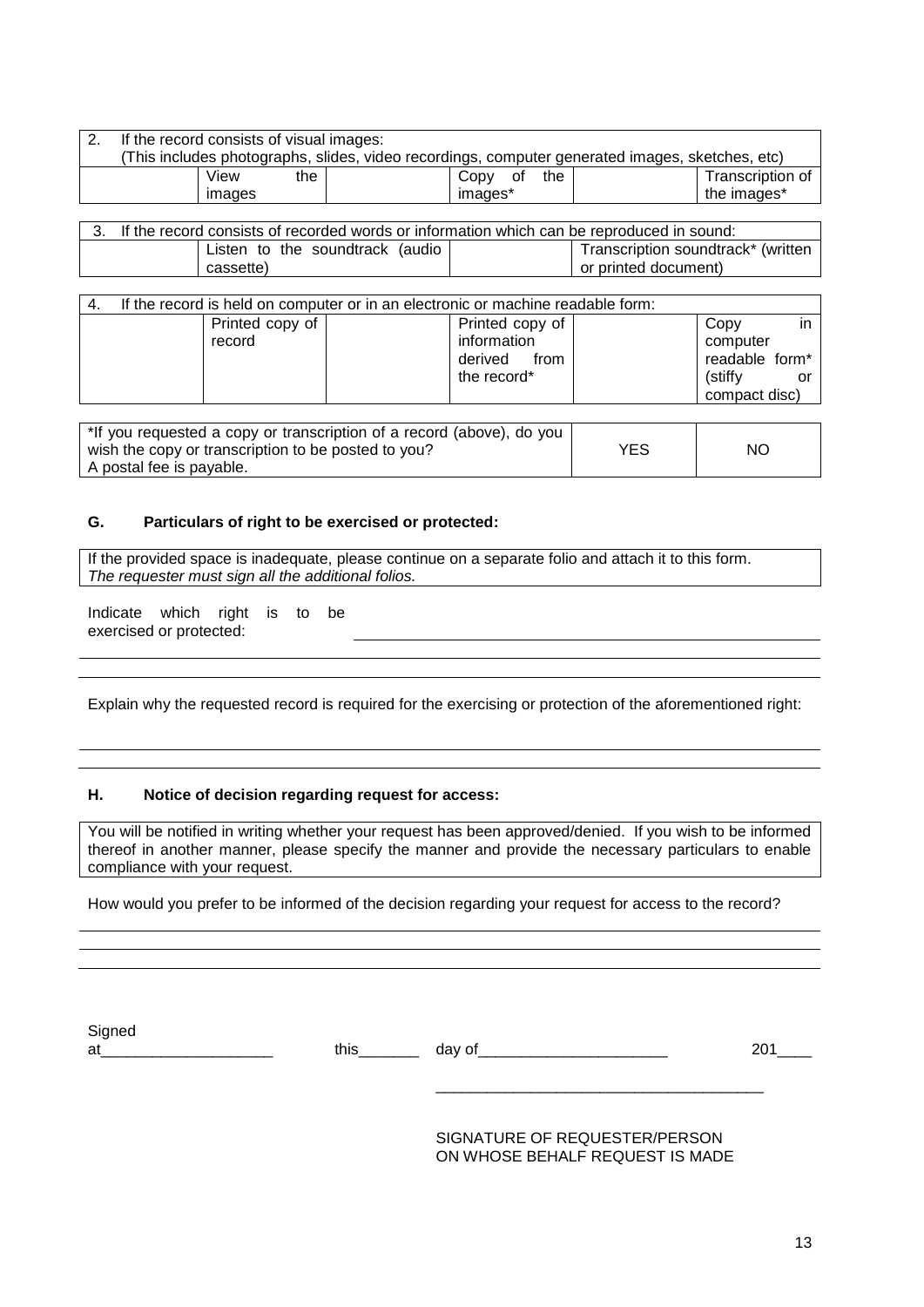| 2. If the record consists of visual images: (This includes photographs, slides, video recordings, computer generated images, sketches, etc) | | | | | |
|---|---|---|---|---|---|
| | View the images | | Copy of the images* | | Transcription of the images* |

| 3. If the record consists of recorded words or information which can be reproduced in sound: | | | |
|---|---|---|---|
| | Listen to the soundtrack (audio cassette) | | Transcription soundtrack* (written or printed document) |

| 4. If the record is held on computer or in an electronic or machine readable form: | | | | | |
|---|---|---|---|---|---|
| | Printed copy of record | | Printed copy of information derived from the record* | | Copy in computer readable form* (stiffy or compact disc) |

| *If you requested a copy or transcription of a record (above), do you wish the copy or transcription to be posted to you? A postal fee is payable. | YES | NO |
|---|---|---|

### G. Particulars of right to be exercised or protected:

If the provided space is inadequate, please continue on a separate folio and attach it to this form. *The requester must sign all the additional folios.*

Indicate which right is to be exercised or protected: \_\_\_\_\_\_\_\_\_\_\_\_\_\_\_\_\_\_\_\_\_\_\_\_\_\_\_\_\_\_\_\_\_\_\_\_\_\_\_\_

\_\_\_\_\_\_\_\_\_\_\_\_\_\_\_\_\_\_\_\_\_\_\_\_\_\_\_\_\_\_\_\_\_\_\_\_\_\_\_\_\_\_\_\_\_\_\_\_\_\_\_\_\_\_\_\_\_\_\_\_\_\_\_\_\_\_\_\_\_\_\_\_

\_\_\_\_\_\_\_\_\_\_\_\_\_\_\_\_\_\_\_\_\_\_\_\_\_\_\_\_\_\_\_\_\_\_\_\_\_\_\_\_\_\_\_\_\_\_\_\_\_\_\_\_\_\_\_\_\_\_\_\_\_\_\_\_\_\_\_\_\_\_\_\_

Explain why the requested record is required for the exercising or protection of the aforementioned right:

\_\_\_\_\_\_\_\_\_\_\_\_\_\_\_\_\_\_\_\_\_\_\_\_\_\_\_\_\_\_\_\_\_\_\_\_\_\_\_\_\_\_\_\_\_\_\_\_\_\_\_\_\_\_\_\_\_\_\_\_\_\_\_\_\_\_\_\_\_\_\_\_

\_\_\_\_\_\_\_\_\_\_\_\_\_\_\_\_\_\_\_\_\_\_\_\_\_\_\_\_\_\_\_\_\_\_\_\_\_\_\_\_\_\_\_\_\_\_\_\_\_\_\_\_\_\_\_\_\_\_\_\_\_\_\_\_\_\_\_\_\_\_\_\_

### H. Notice of decision regarding request for access:

You will be notified in writing whether your request has been approved/denied. If you wish to be informed thereof in another manner, please specify the manner and provide the necessary particulars to enable compliance with your request.

How would you prefer to be informed of the decision regarding your request for access to the record?

\_\_\_\_\_\_\_\_\_\_\_\_\_\_\_\_\_\_\_\_\_\_\_\_\_\_\_\_\_\_\_\_\_\_\_\_\_\_\_\_\_\_\_\_\_\_\_\_\_\_\_\_\_\_\_\_\_\_\_\_\_\_\_\_\_\_\_\_\_\_\_\_

\_\_\_\_\_\_\_\_\_\_\_\_\_\_\_\_\_\_\_\_\_\_\_\_\_\_\_\_\_\_\_\_\_\_\_\_\_\_\_\_\_\_\_\_\_\_\_\_\_\_\_\_\_\_\_\_\_\_\_\_\_\_\_\_\_\_\_\_\_\_\_\_

\_\_\_\_\_\_\_\_\_\_\_\_\_\_\_\_\_\_\_\_\_\_\_\_\_\_\_\_\_\_\_\_\_\_\_\_\_\_\_\_\_\_\_\_\_\_\_\_\_\_\_\_\_\_\_\_\_\_\_\_\_\_\_\_\_\_\_\_\_\_\_\_

Signed at\_\_\_\_\_\_\_\_\_\_\_\_\_\_\_\_\_\_\_\_ this\_\_\_\_\_\_\_ day of\_\_\_\_\_\_\_\_\_\_\_\_\_\_\_\_\_\_\_\_\_\_ 201\_\_\_\_

\_\_\_\_\_\_\_\_\_\_\_\_\_\_\_\_\_\_\_\_\_\_\_\_\_\_\_\_\_\_\_\_\_\_\_\_\_\_\_

SIGNATURE OF REQUESTER/PERSON ON WHOSE BEHALF REQUEST IS MADE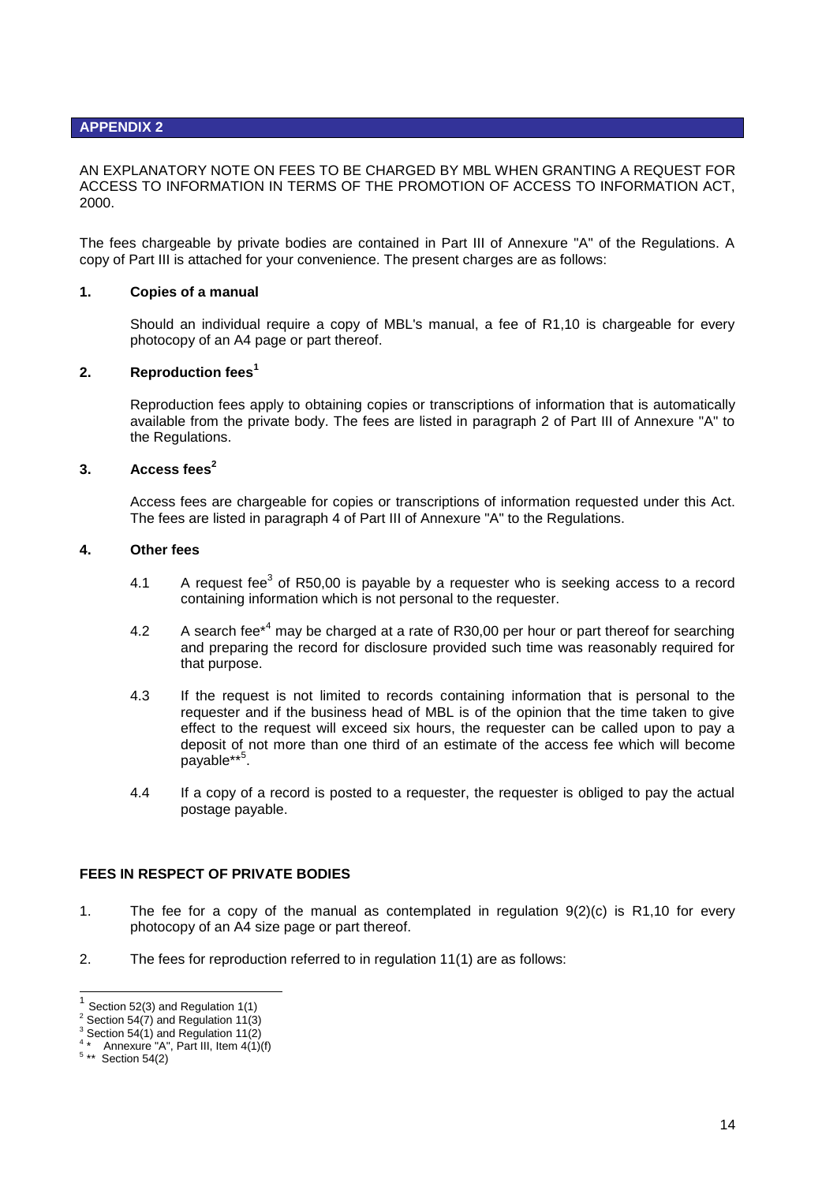## APPENDIX 2

AN EXPLANATORY NOTE ON FEES TO BE CHARGED BY MBL WHEN GRANTING A REQUEST FOR ACCESS TO INFORMATION IN TERMS OF THE PROMOTION OF ACCESS TO INFORMATION ACT, 2000.

The fees chargeable by private bodies are contained in Part III of Annexure "A" of the Regulations. A copy of Part III is attached for your convenience. The present charges are as follows:

### 1. Copies of a manual

Should an individual require a copy of MBL's manual, a fee of R1,10 is chargeable for every photocopy of an A4 page or part thereof.

### 2. Reproduction fees[1]

Reproduction fees apply to obtaining copies or transcriptions of information that is automatically available from the private body. The fees are listed in paragraph 2 of Part III of Annexure "A" to the Regulations.

### 3. Access fees[2]

Access fees are chargeable for copies or transcriptions of information requested under this Act. The fees are listed in paragraph 4 of Part III of Annexure "A" to the Regulations.

### 4. Other fees

4.1 A request fee[3] of R50,00 is payable by a requester who is seeking access to a record containing information which is not personal to the requester.

4.2 A search fee*[4] may be charged at a rate of R30,00 per hour or part thereof for searching and preparing the record for disclosure provided such time was reasonably required for that purpose.

4.3 If the request is not limited to records containing information that is personal to the requester and if the business head of MBL is of the opinion that the time taken to give effect to the request will exceed six hours, the requester can be called upon to pay a deposit of not more than one third of an estimate of the access fee which will become payable**[5].

4.4 If a copy of a record is posted to a requester, the requester is obliged to pay the actual postage payable.

### FEES IN RESPECT OF PRIVATE BODIES

1. The fee for a copy of the manual as contemplated in regulation 9(2)(c) is R1,10 for every photocopy of an A4 size page or part thereof.

2. The fees for reproduction referred to in regulation 11(1) are as follows:

---

[1] Section 52(3) and Regulation 1(1)
[2] Section 54(7) and Regulation 11(3)
[3] Section 54(1) and Regulation 11(2)
[4] * Annexure "A", Part III, Item 4(1)(f)
[5] ** Section 54(2)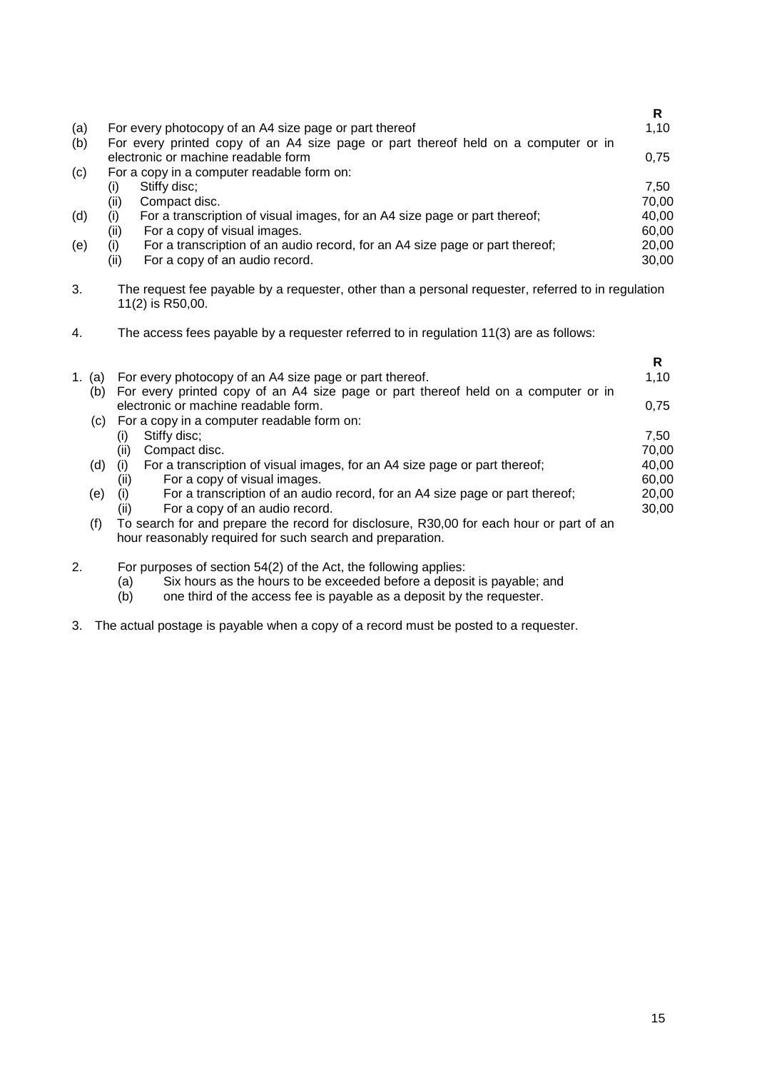| | | | R |
|---|---|---|---|
| (a) | | For every photocopy of an A4 size page or part thereof | 1,10 |
| (b) | | For every printed copy of an A4 size page or part thereof held on a computer or in electronic or machine readable form | 0,75 |
| (c) | | For a copy in a computer readable form on: | |
| | (i) | Stiffy disc; | 7,50 |
| | (ii) | Compact disc. | 70,00 |
| (d) | (i) | For a transcription of visual images, for an A4 size page or part thereof; | 40,00 |
| | (ii) | For a copy of visual images. | 60,00 |
| (e) | (i) | For a transcription of an audio record, for an A4 size page or part thereof; | 20,00 |
| | (ii) | For a copy of an audio record. | 30,00 |

3. The request fee payable by a requester, other than a personal requester, referred to in regulation 11(2) is R50,00.

4. The access fees payable by a requester referred to in regulation 11(3) are as follows:

| | | | R |
|---|---|---|---|
| 1. (a) | | For every photocopy of an A4 size page or part thereof. | 1,10 |
| (b) | | For every printed copy of an A4 size page or part thereof held on a computer or in electronic or machine readable form. | 0,75 |
| (c) | | For a copy in a computer readable form on: | |
| | (i) | Stiffy disc; | 7,50 |
| | (ii) | Compact disc. | 70,00 |
| (d) | (i) | For a transcription of visual images, for an A4 size page or part thereof; | 40,00 |
| | (ii) | For a copy of visual images. | 60,00 |
| (e) | (i) | For a transcription of an audio record, for an A4 size page or part thereof; | 20,00 |
| | (ii) | For a copy of an audio record. | 30,00 |
| (f) | | To search for and prepare the record for disclosure, R30,00 for each hour or part of an hour reasonably required for such search and preparation. | |

2. For purposes of section 54(2) of the Act, the following applies:
   (a) Six hours as the hours to be exceeded before a deposit is payable; and
   (b) one third of the access fee is payable as a deposit by the requester.

3. The actual postage is payable when a copy of a record must be posted to a requester.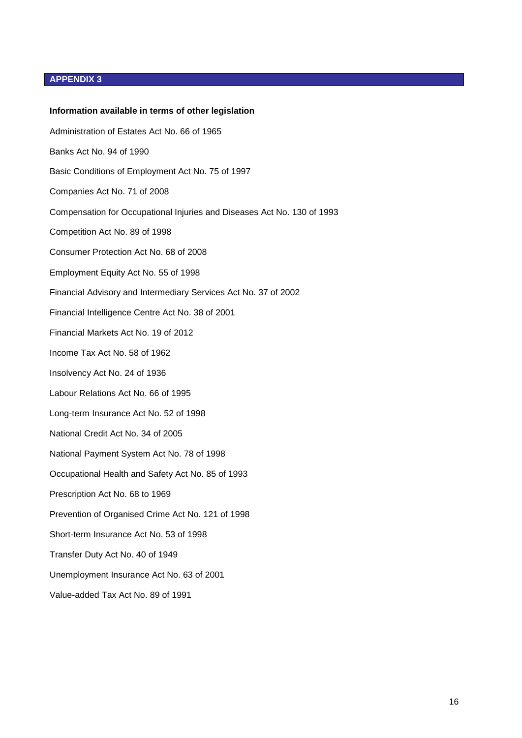## APPENDIX 3

**Information available in terms of other legislation**

Administration of Estates Act No. 66 of 1965

Banks Act No. 94 of 1990

Basic Conditions of Employment Act No. 75 of 1997

Companies Act No. 71 of 2008

Compensation for Occupational Injuries and Diseases Act No. 130 of 1993

Competition Act No. 89 of 1998

Consumer Protection Act No. 68 of 2008

Employment Equity Act No. 55 of 1998

Financial Advisory and Intermediary Services Act No. 37 of 2002

Financial Intelligence Centre Act No. 38 of 2001

Financial Markets Act No. 19 of 2012

Income Tax Act No. 58 of 1962

Insolvency Act No. 24 of 1936

Labour Relations Act No. 66 of 1995

Long-term Insurance Act No. 52 of 1998

National Credit Act No. 34 of 2005

National Payment System Act No. 78 of 1998

Occupational Health and Safety Act No. 85 of 1993

Prescription Act No. 68 to 1969

Prevention of Organised Crime Act No. 121 of 1998

Short-term Insurance Act No. 53 of 1998

Transfer Duty Act No. 40 of 1949

Unemployment Insurance Act No. 63 of 2001

Value-added Tax Act No. 89 of 1991